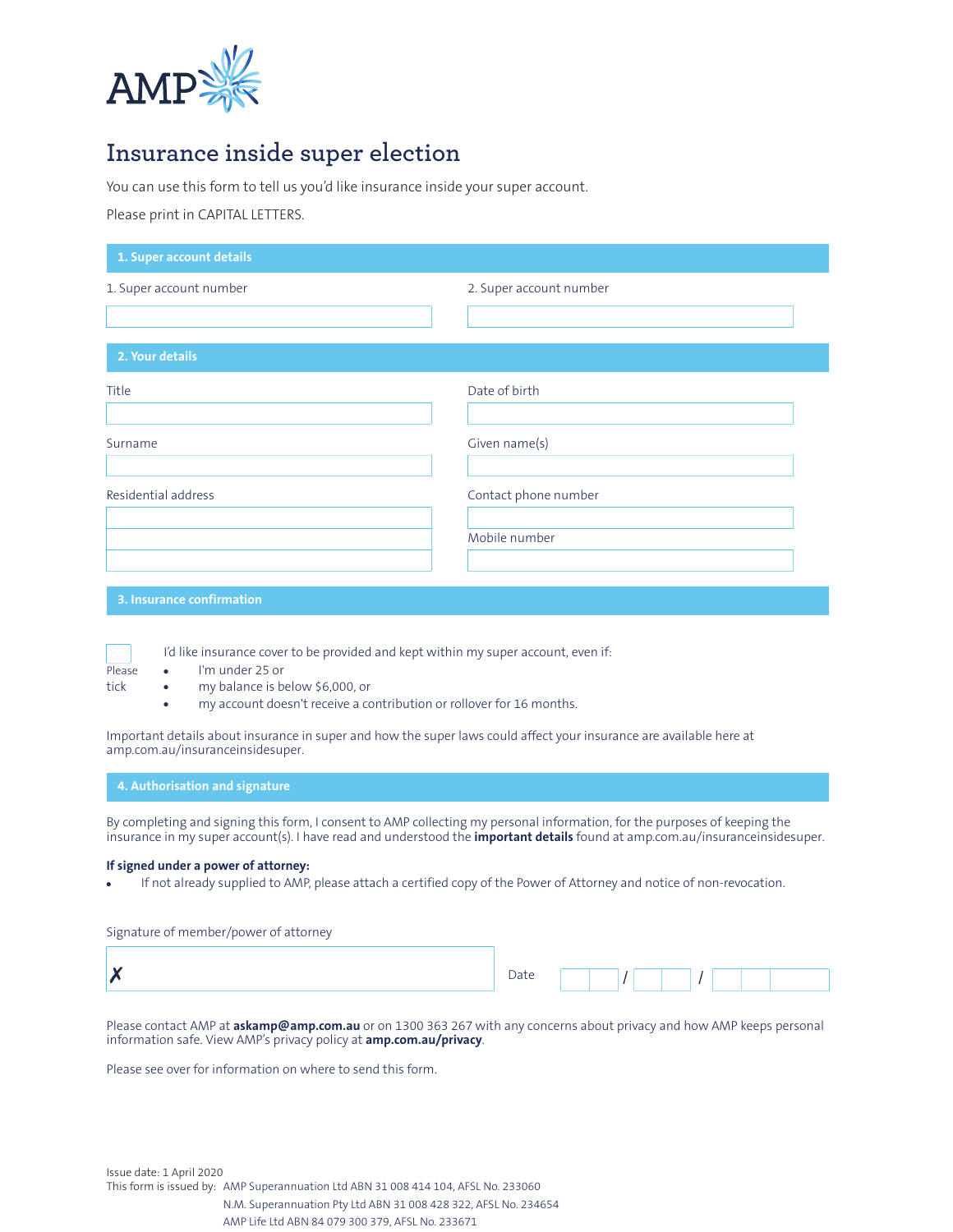AMP

# Insurance inside super election

You can use this form to tell us you'd like insurance inside your super account.

Please print in CAPITAL LETTERS.

## 1. Super account details

1. Super account number

2. Super account number

## 2. Your details

Title

Date of birth

Surname

Given name(s)

Residential address

Contact phone number

Mobile number

## 3. Insurance confirmation

☐ Please tick

I'd like insurance cover to be provided and kept within my super account, even if:

- I'm under 25 or
- my balance is below $6,000, or
- my account doesn't receive a contribution or rollover for 16 months.

Important details about insurance in super and how the super laws could affect your insurance are available here at amp.com.au/insuranceinsidesuper.

## 4. Authorisation and signature

By completing and signing this form, I consent to AMP collecting my personal information, for the purposes of keeping the insurance in my super account(s). I have read and understood the **important details** found at amp.com.au/insuranceinsidesuper.

**If signed under a power of attorney:**

- If not already supplied to AMP, please attach a certified copy of the Power of Attorney and notice of non-revocation.

Signature of member/power of attorney

✗

Date __ __ / __ __ / __ __ __ __

Please contact AMP at **askamp@amp.com.au** or on 1300 363 267 with any concerns about privacy and how AMP keeps personal information safe. View AMP's privacy policy at **amp.com.au/privacy**.

Please see over for information on where to send this form.

Issue date: 1 April 2020

This form is issued by: AMP Superannuation Ltd ABN 31 008 414 104, AFSL No. 233060
N.M. Superannuation Pty Ltd ABN 31 008 428 322, AFSL No. 234654
AMP Life Ltd ABN 84 079 300 379, AFSL No. 233671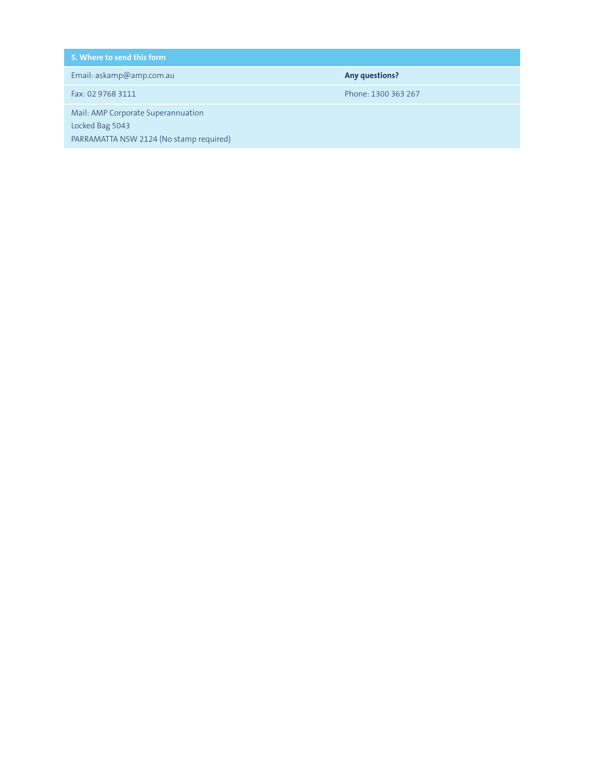## 5. Where to send this form

| | |
|---|---|
| Email: askamp@amp.com.au | **Any questions?** |
| Fax: 02 9768 3111 | Phone: 1300 363 267 |
| Mail: AMP Corporate Superannuation<br>Locked Bag 5043<br>PARRAMATTA NSW 2124 (No stamp required) | |